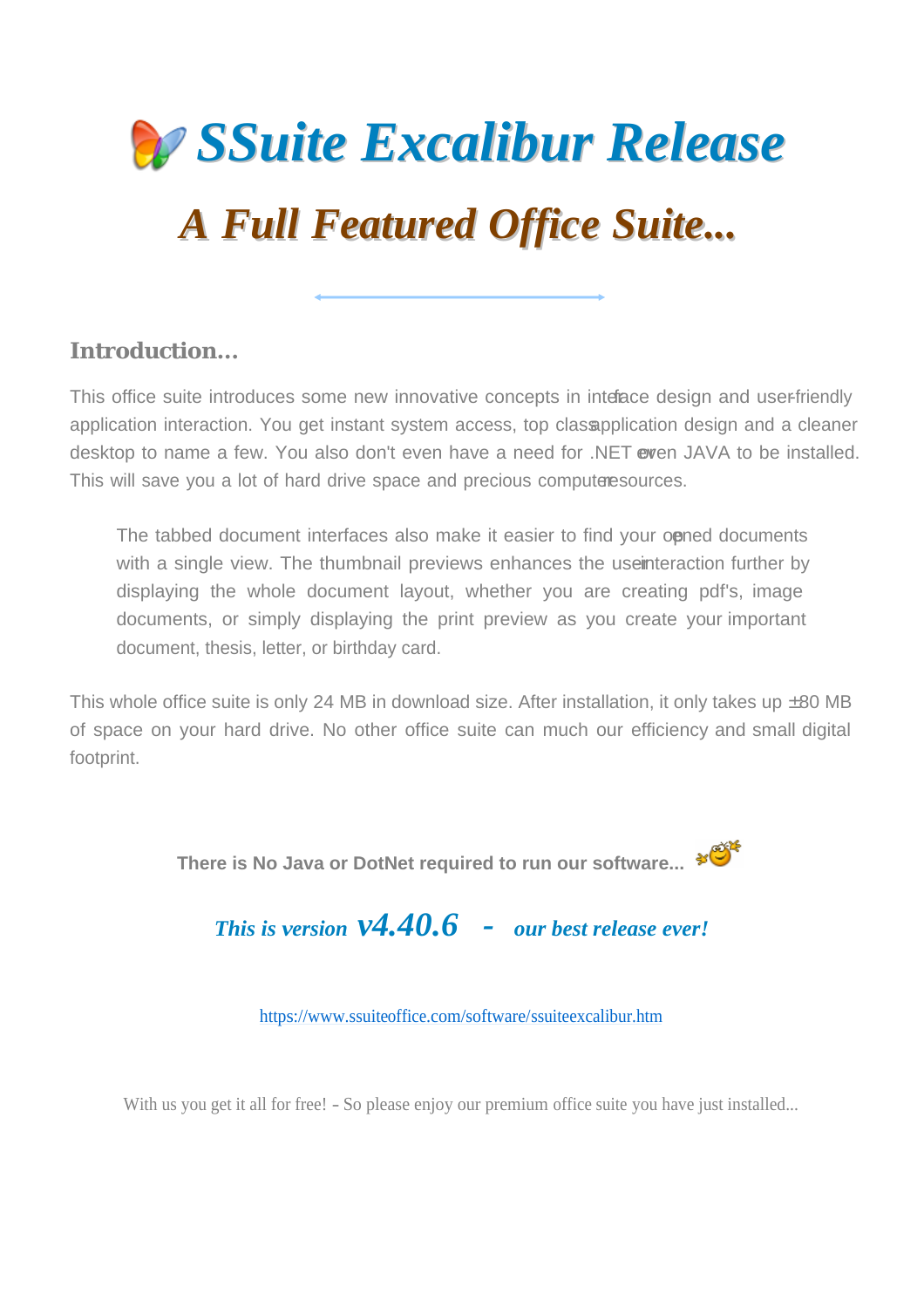# SSuite Excalibur Release

## A Full Featured Office Suite...

### Introduction...

This office suite introduces some new innovative concepts in interface design and user-friendly application interaction. You get instant system access, top class application design and a cleaner desktop to name a few. You also don't even have a need for .NET or even JAVA to be installed. This will save you a lot of hard drive space and precious computer resources.

> The tabbed document interfaces also make it easier to find your opened documents with a single view. The thumbnail previews enhances the user interaction further by displaying the whole document layout, whether you are creating pdf's, image documents, or simply displaying the print preview as you create your important document, thesis, letter, or birthday card.

This whole office suite is only 24 MB in download size. After installation, it only takes up ±80 MB of space on your hard drive. No other office suite can much our efficiency and small digital footprint.

**There is No Java or DotNet required to run our software...**

***This is version v4.40.6 - our best release ever!***

https://www.ssuiteoffice.com/software/ssuiteexcalibur.htm

With us you get it all for free! - So please enjoy our premium office suite you have just installed...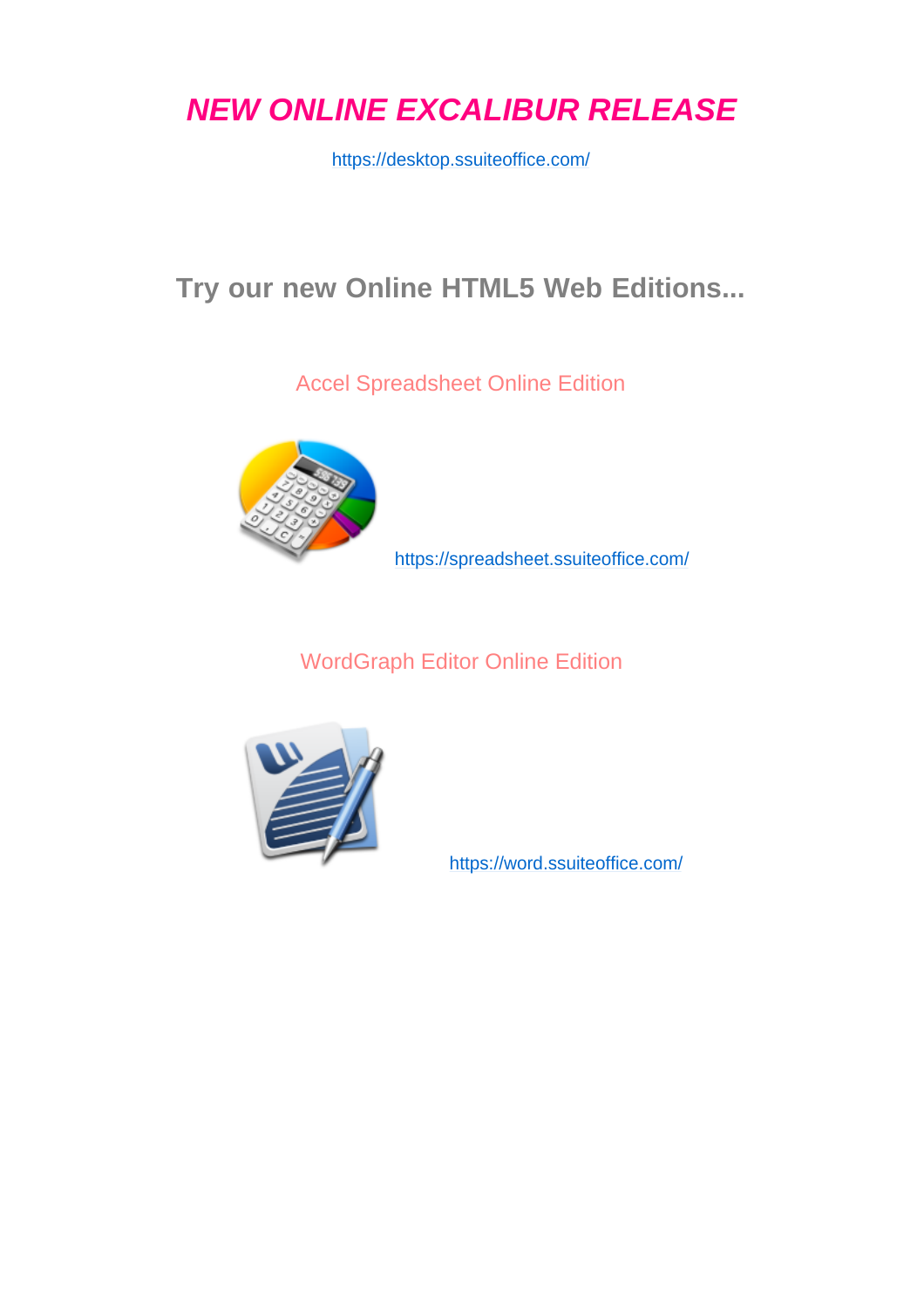# *NEW ONLINE EXCALIBUR RELEASE*

https://desktop.ssuiteoffice.com/

## Try our new Online HTML5 Web Editions...

### Accel Spreadsheet Online Edition

https://spreadsheet.ssuiteoffice.com/

### WordGraph Editor Online Edition

https://word.ssuiteoffice.com/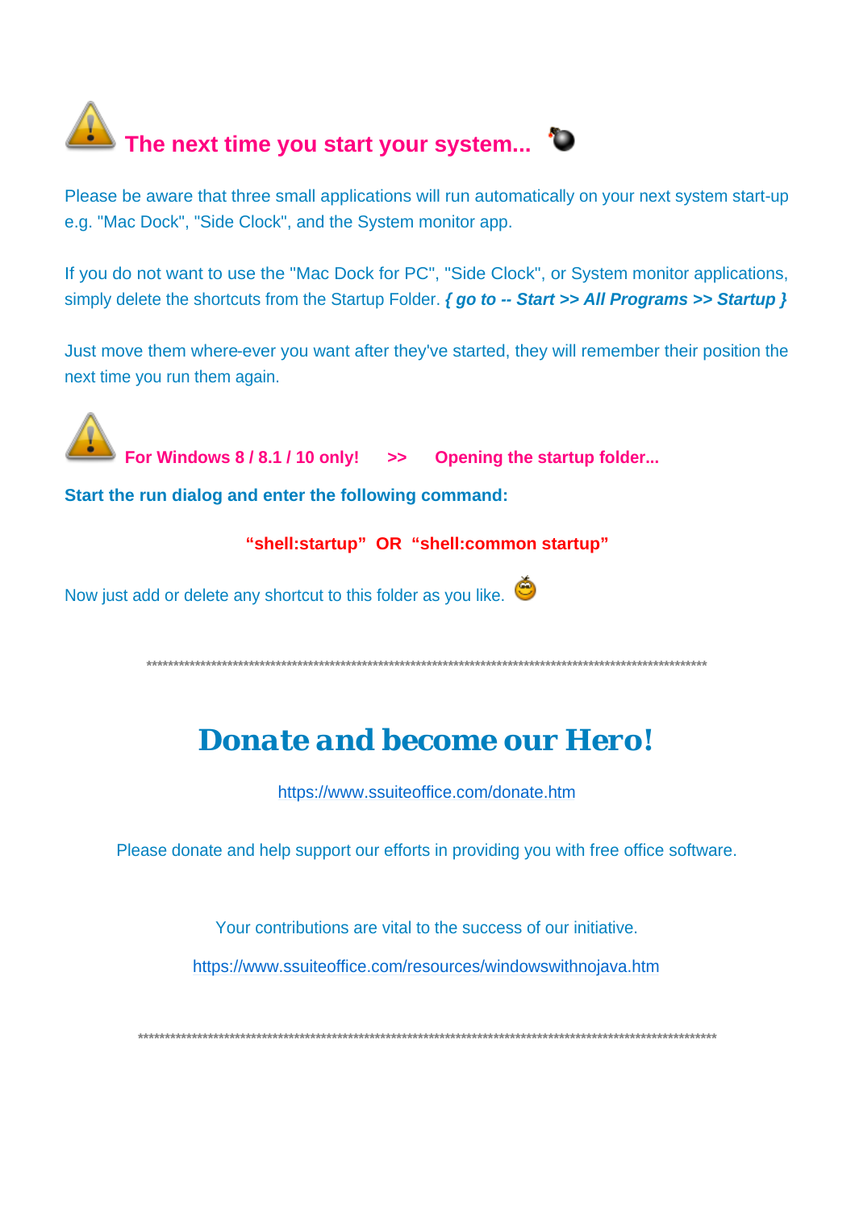## The next time you start your system...

Please be aware that three small applications will run automatically on your next system start-up e.g. "Mac Dock", "Side Clock", and the System monitor app.

If you do not want to use the "Mac Dock for PC", "Side Clock", or System monitor applications, simply delete the shortcuts from the Startup Folder. ***{ go to -- Start >> All Programs >> Startup }***

Just move them where-ever you want after they've started, they will remember their position the next time you run them again.

**For Windows 8 / 8.1 / 10 only! >> Opening the startup folder...**

**Start the run dialog and enter the following command:**

**"shell:startup" OR "shell:common startup"**

Now just add or delete any shortcut to this folder as you like.

*****************************************************************************************************************

# Donate and become our Hero!

https://www.ssuiteoffice.com/donate.htm

Please donate and help support our efforts in providing you with free office software.

Your contributions are vital to the success of our initiative.

https://www.ssuiteoffice.com/resources/windowswithnojava.htm

*****************************************************************************************************************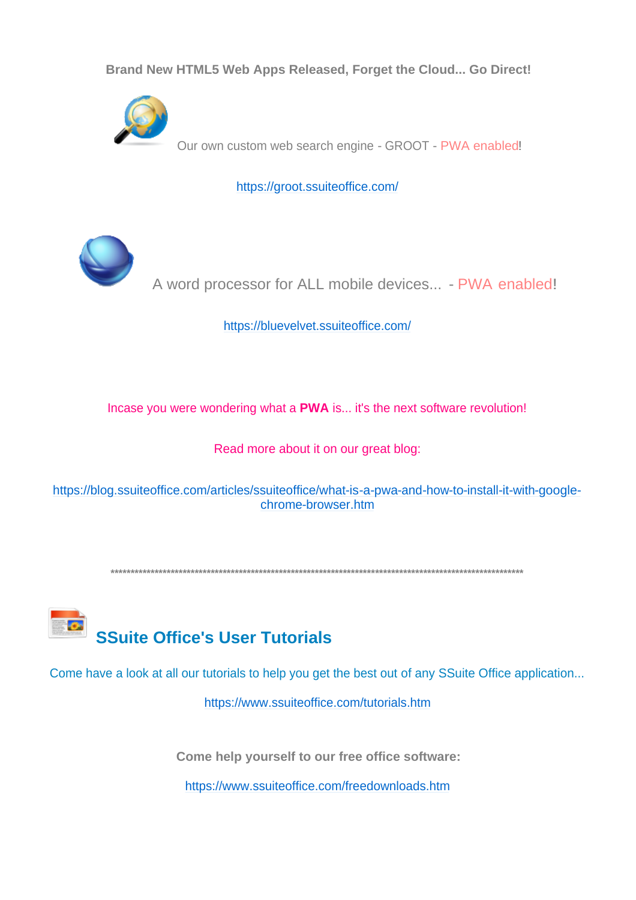**Brand New HTML5 Web Apps Released, Forget the Cloud... Go Direct!**

Our own custom web search engine - GROOT - PWA enabled!

https://groot.ssuiteoffice.com/

A word processor for ALL mobile devices... - PWA enabled!

https://bluevelvet.ssuiteoffice.com/

Incase you were wondering what a **PWA** is... it's the next software revolution!

Read more about it on our great blog:

https://blog.ssuiteoffice.com/articles/ssuiteoffice/what-is-a-pwa-and-how-to-install-it-with-google-chrome-browser.htm

**************************************************************************************************************

## SSuite Office's User Tutorials

Come have a look at all our tutorials to help you get the best out of any SSuite Office application...

https://www.ssuiteoffice.com/tutorials.htm

**Come help yourself to our free office software:**

https://www.ssuiteoffice.com/freedownloads.htm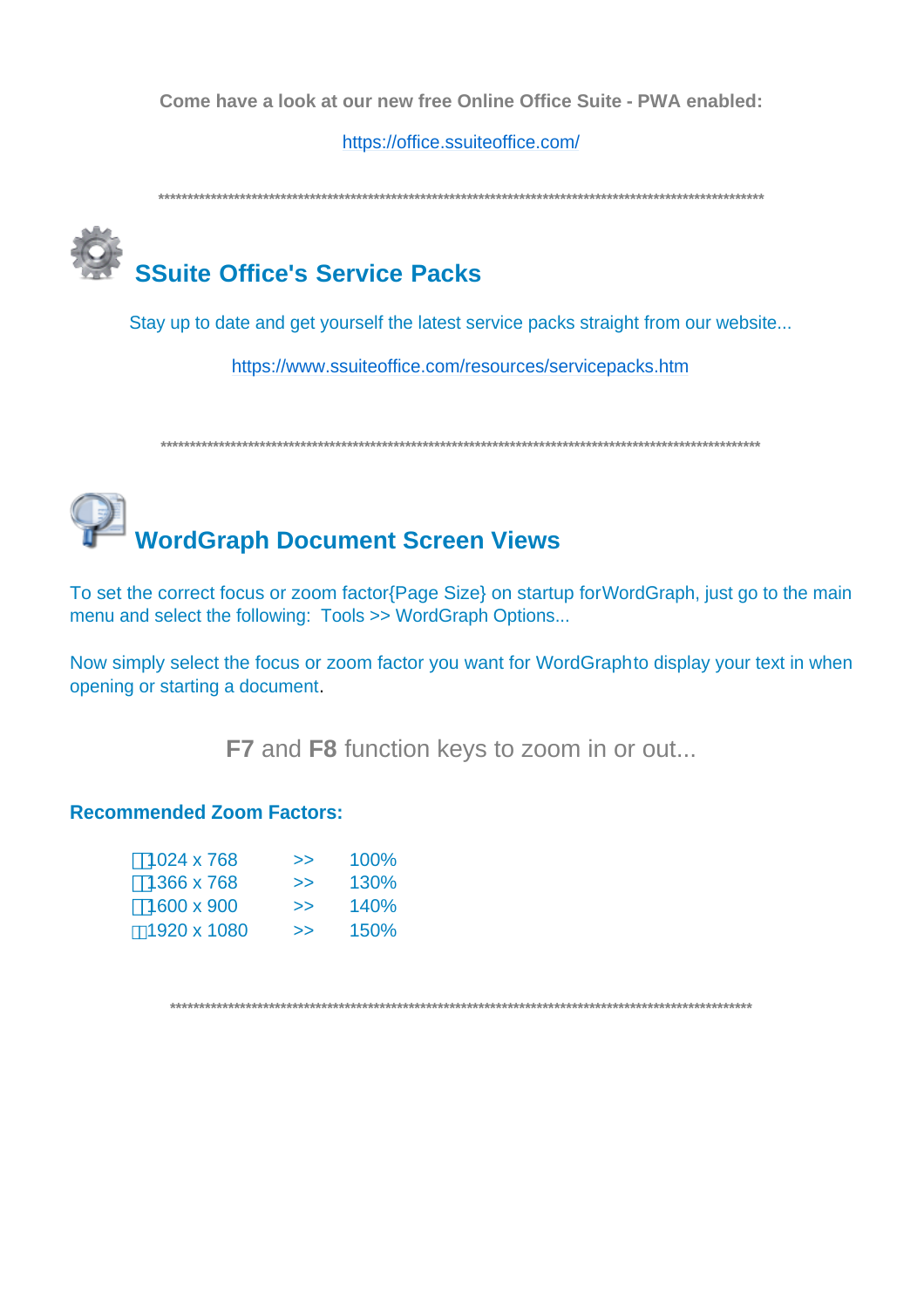**Come have a look at our new free Online Office Suite - PWA enabled:**

https://office.ssuiteoffice.com/

*****************************************************************************************************

## SSuite Office's Service Packs

Stay up to date and get yourself the latest service packs straight from our website...

https://www.ssuiteoffice.com/resources/servicepacks.htm

*****************************************************************************************************

## WordGraph Document Screen Views

To set the correct focus or zoom factor{Page Size} on startup forWordGraph, just go to the main menu and select the following:  Tools >> WordGraph Options...

Now simply select the focus or zoom factor you want for WordGraphto display your text in when opening or starting a document.

**F7** and **F8** function keys to zoom in or out...

**Recommended Zoom Factors:**

- 1024 x 768 >> 100%
- 1366 x 768 >> 130%
- 1600 x 900 >> 140%
- 1920 x 1080 >> 150%

*****************************************************************************************************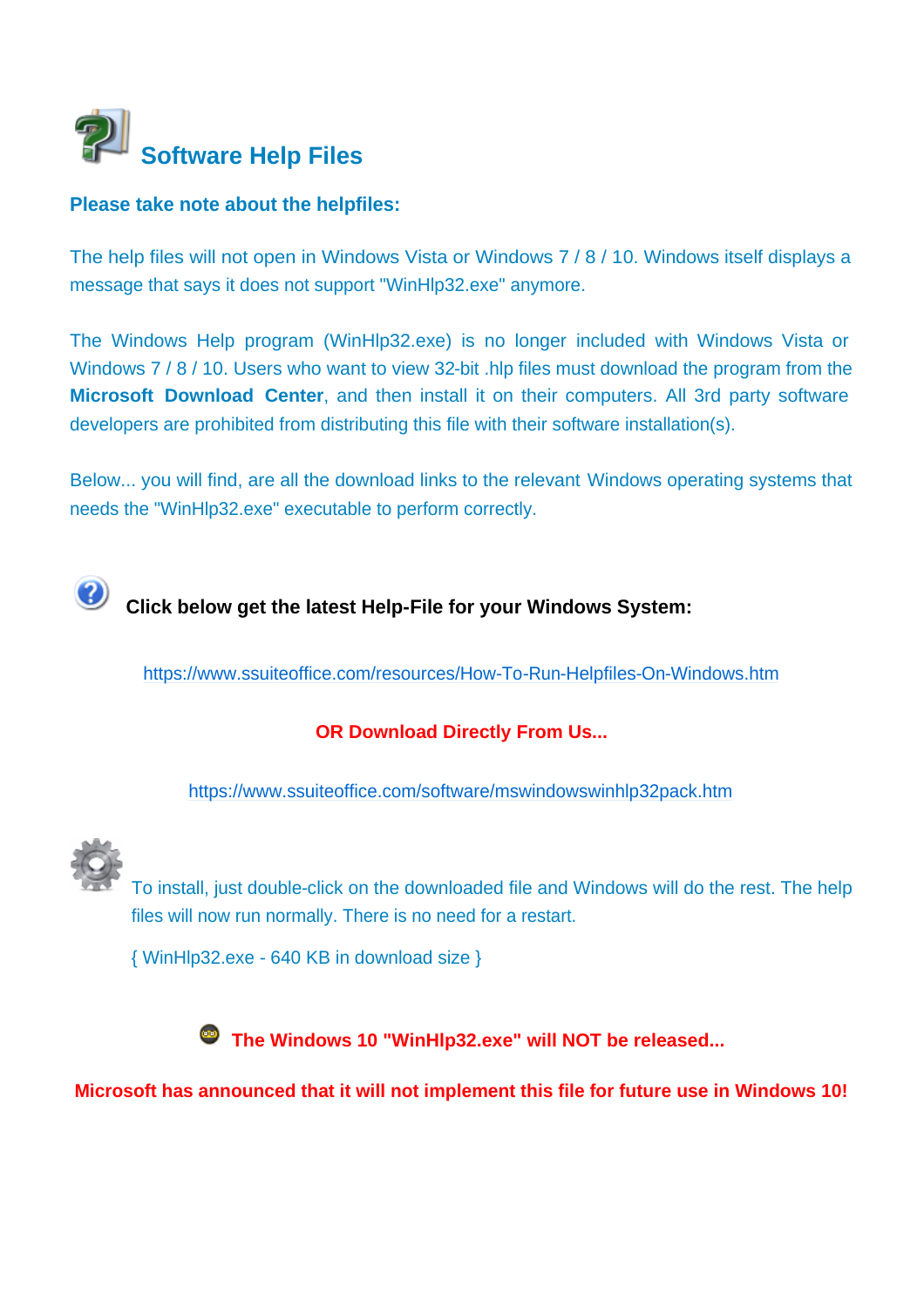# Software Help Files

**Please take note about the helpfiles:**

The help files will not open in Windows Vista or Windows 7 / 8 / 10. Windows itself displays a message that says it does not support "WinHlp32.exe" anymore.

The Windows Help program (WinHlp32.exe) is no longer included with Windows Vista or Windows 7 / 8 / 10. Users who want to view 32-bit .hlp files must download the program from the **Microsoft Download Center**, and then install it on their computers. All 3rd party software developers are prohibited from distributing this file with their software installation(s).

Below... you will find, are all the download links to the relevant Windows operating systems that needs the "WinHlp32.exe" executable to perform correctly.

**Click below get the latest Help-File for your Windows System:**

https://www.ssuiteoffice.com/resources/How-To-Run-Helpfiles-On-Windows.htm

**OR Download Directly From Us...**

https://www.ssuiteoffice.com/software/mswindowswinhlp32pack.htm

To install, just double-click on the downloaded file and Windows will do the rest. The help files will now run normally. There is no need for a restart.

{ WinHlp32.exe - 640 KB in download size }

**The Windows 10 "WinHlp32.exe" will NOT be released...**

**Microsoft has announced that it will not implement this file for future use in Windows 10!**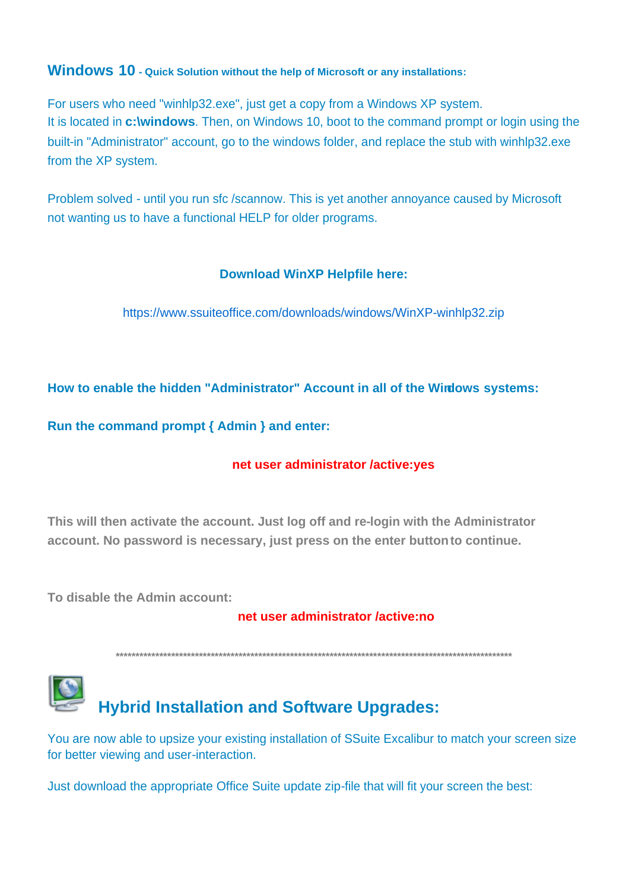## Windows 10 - Quick Solution without the help of Microsoft or any installations:

For users who need "winhlp32.exe", just get a copy from a Windows XP system.
It is located in **c:\windows**. Then, on Windows 10, boot to the command prompt or login using the built-in "Administrator" account, go to the windows folder, and replace the stub with winhlp32.exe from the XP system.

Problem solved - until you run sfc /scannow. This is yet another annoyance caused by Microsoft not wanting us to have a functional HELP for older programs.

**Download WinXP Helpfile here:**

https://www.ssuiteoffice.com/downloads/windows/WinXP-winhlp32.zip

**How to enable the hidden "Administrator" Account in all of the Windows systems:**

**Run the command prompt { Admin } and enter:**

**net user administrator /active:yes**

**This will then activate the account. Just log off and re-login with the Administrator account. No password is necessary, just press on the enter button to continue.**

**To disable the Admin account:**

**net user administrator /active:no**

****************************************************************************************************

## Hybrid Installation and Software Upgrades:

You are now able to upsize your existing installation of SSuite Excalibur to match your screen size for better viewing and user-interaction.

Just download the appropriate Office Suite update zip-file that will fit your screen the best: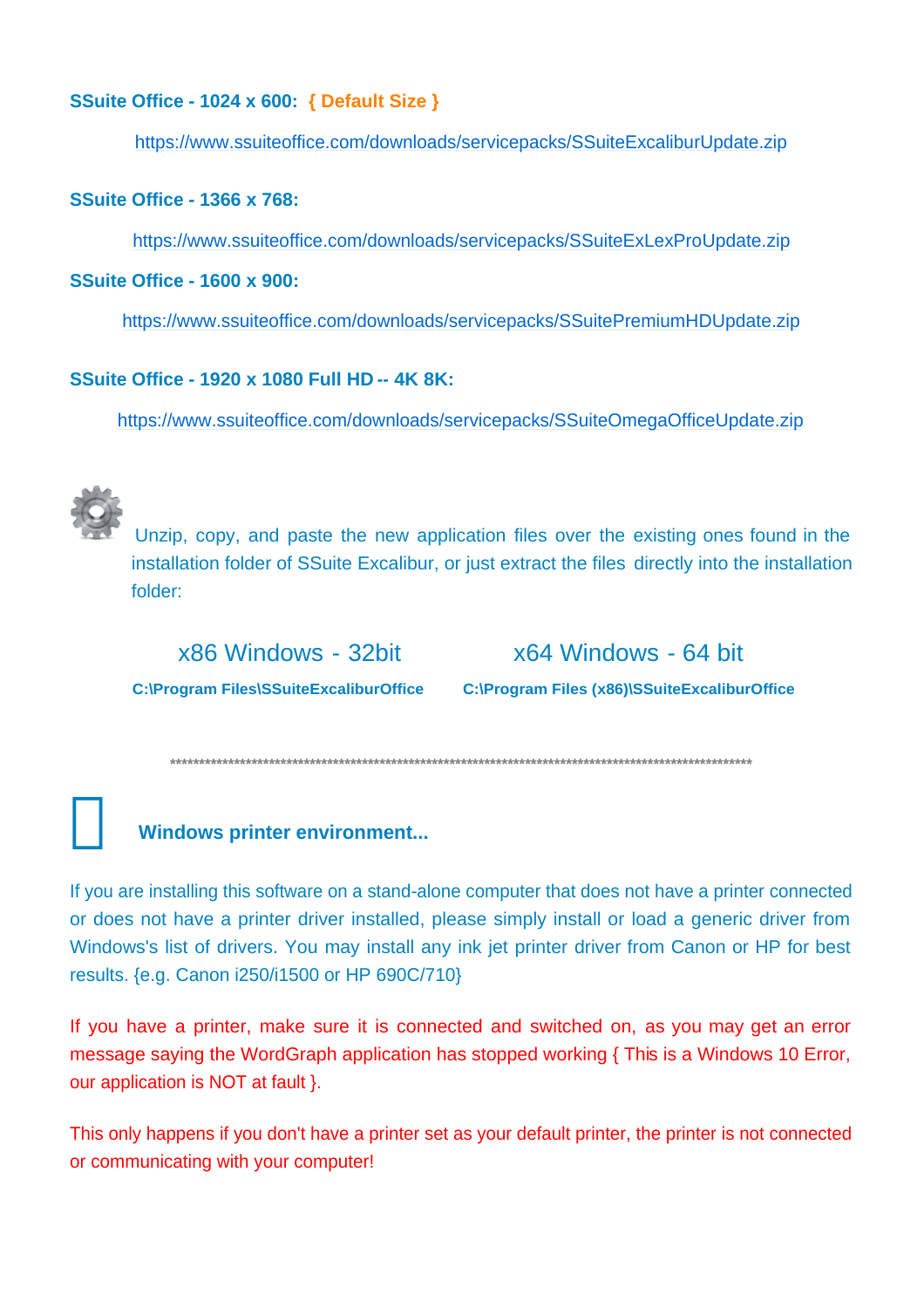**SSuite Office - 1024 x 600:** **{ Default Size }**

https://www.ssuiteoffice.com/downloads/servicepacks/SSuiteExcaliburUpdate.zip

**SSuite Office - 1366 x 768:**

https://www.ssuiteoffice.com/downloads/servicepacks/SSuiteExLexProUpdate.zip

**SSuite Office - 1600 x 900:**

https://www.ssuiteoffice.com/downloads/servicepacks/SSuitePremiumHDUpdate.zip

**SSuite Office - 1920 x 1080 Full HD -- 4K 8K:**

https://www.ssuiteoffice.com/downloads/servicepacks/SSuiteOmegaOfficeUpdate.zip

Unzip, copy, and paste the new application files over the existing ones found in the installation folder of SSuite Excalibur, or just extract the files directly into the installation folder:

| x86 Windows - 32bit | x64 Windows - 64 bit |
|---|---|
| **C:\Program Files\SSuiteExcaliburOffice** | **C:\Program Files (x86)\SSuiteExcaliburOffice** |

***************************************************************************************************

**Windows printer environment...**

If you are installing this software on a stand-alone computer that does not have a printer connected or does not have a printer driver installed, please simply install or load a generic driver from Windows's list of drivers. You may install any ink jet printer driver from Canon or HP for best results. {e.g. Canon i250/i1500 or HP 690C/710}

If you have a printer, make sure it is connected and switched on, as you may get an error message saying the WordGraph application has stopped working { This is a Windows 10 Error, our application is NOT at fault }.

This only happens if you don't have a printer set as your default printer, the printer is not connected or communicating with your computer!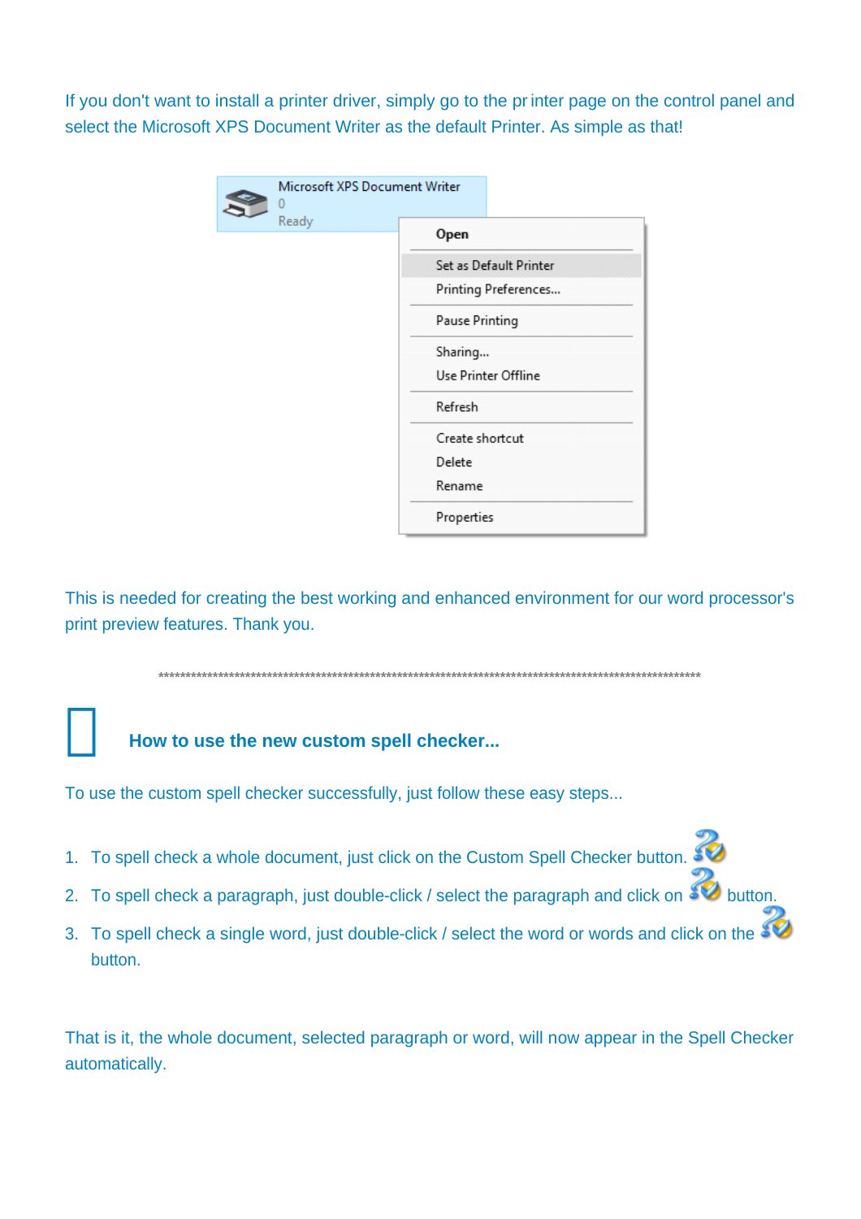If you don't want to install a printer driver, simply go to the pr inter page on the control panel and select the Microsoft XPS Document Writer as the default Printer. As simple as that!

This is needed for creating the best working and enhanced environment for our word processor's print preview features. Thank you.

****************************************************************************************************

## How to use the new custom spell checker...

To use the custom spell checker successfully, just follow these easy steps...

1. To spell check a whole document, just click on the Custom Spell Checker button.
2. To spell check a paragraph, just double-click / select the paragraph and click on button.
3. To spell check a single word, just double-click / select the word or words and click on the button.

That is it, the whole document, selected paragraph or word, will now appear in the Spell Checker automatically.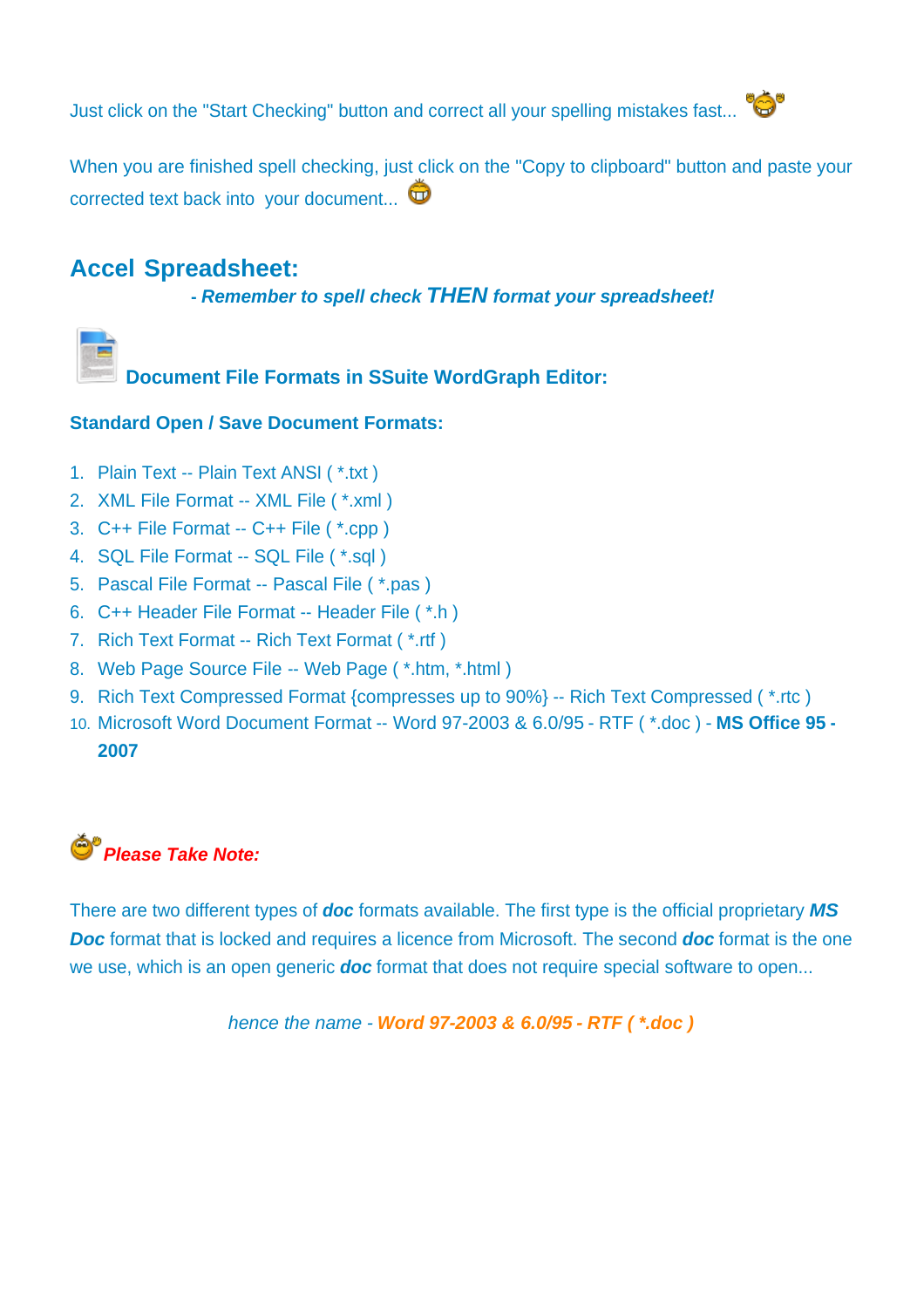Just click on the "Start Checking" button and correct all your spelling mistakes fast...

When you are finished spell checking, just click on the "Copy to clipboard" button and paste your corrected text back into your document...

## Accel Spreadsheet:

***- Remember to spell check THEN format your spreadsheet!***

### Document File Formats in SSuite WordGraph Editor:

**Standard Open / Save Document Formats:**

1. Plain Text -- Plain Text ANSI ( *.txt )
2. XML File Format -- XML File ( *.xml )
3. C++ File Format -- C++ File ( *.cpp )
4. SQL File Format -- SQL File ( *.sql )
5. Pascal File Format -- Pascal File ( *.pas )
6. C++ Header File Format -- Header File ( *.h )
7. Rich Text Format -- Rich Text Format ( *.rtf )
8. Web Page Source File -- Web Page ( *.htm, *.html )
9. Rich Text Compressed Format {compresses up to 90%} -- Rich Text Compressed ( *.rtc )
10. Microsoft Word Document Format -- Word 97-2003 & 6.0/95 - RTF ( *.doc ) - **MS Office 95 - 2007**

***Please Take Note:***

There are two different types of ***doc*** formats available. The first type is the official proprietary ***MS Doc*** format that is locked and requires a licence from Microsoft. The second ***doc*** format is the one we use, which is an open generic ***doc*** format that does not require special software to open...

*hence the name - **Word 97-2003 & 6.0/95 - RTF ( *.doc )***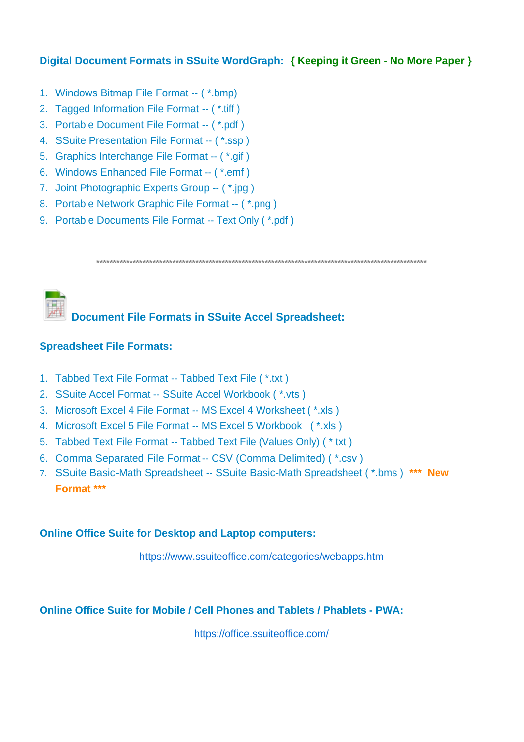### Digital Document Formats in SSuite WordGraph: { Keeping it Green - No More Paper }

1. Windows Bitmap File Format -- ( *.bmp)
2. Tagged Information File Format -- ( *.tiff )
3. Portable Document File Format -- ( *.pdf )
4. SSuite Presentation File Format -- ( *.ssp )
5. Graphics Interchange File Format -- ( *.gif )
6. Windows Enhanced File Format -- ( *.emf )
7. Joint Photographic Experts Group -- ( *.jpg )
8. Portable Network Graphic File Format -- ( *.png )
9. Portable Documents File Format -- Text Only ( *.pdf )

****************************************************************************************************

### Document File Formats in SSuite Accel Spreadsheet:

**Spreadsheet File Formats:**

1. Tabbed Text File Format -- Tabbed Text File ( *.txt )
2. SSuite Accel Format -- SSuite Accel Workbook ( *.vts )
3. Microsoft Excel 4 File Format -- MS Excel 4 Worksheet ( *.xls )
4. Microsoft Excel 5 File Format -- MS Excel 5 Workbook ( *.xls )
5. Tabbed Text File Format -- Tabbed Text File (Values Only) ( * txt )
6. Comma Separated File Format -- CSV (Comma Delimited) ( *.csv )
7. SSuite Basic-Math Spreadsheet -- SSuite Basic-Math Spreadsheet ( *.bms ) **\*\*\* New Format \*\*\***

**Online Office Suite for Desktop and Laptop computers:**

https://www.ssuiteoffice.com/categories/webapps.htm

**Online Office Suite for Mobile / Cell Phones and Tablets / Phablets - PWA:**

https://office.ssuiteoffice.com/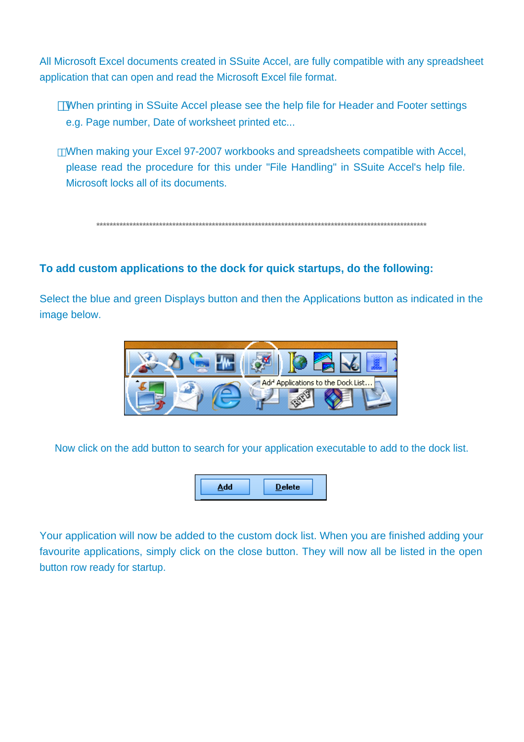All Microsoft Excel documents created in SSuite Accel, are fully compatible with any spreadsheet application that can open and read the Microsoft Excel file format.

- When printing in SSuite Accel please see the help file for Header and Footer settings e.g. Page number, Date of worksheet printed etc...

- When making your Excel 97-2007 workbooks and spreadsheets compatible with Accel, please read the procedure for this under "File Handling" in SSuite Accel's help file. Microsoft locks all of its documents.

*****************************************************************************************************

**To add custom applications to the dock for quick startups, do the following:**

Select the blue and green Displays button and then the Applications button as indicated in the image below.

Now click on the add button to search for your application executable to add to the dock list.

Your application will now be added to the custom dock list. When you are finished adding your favourite applications, simply click on the close button. They will now all be listed in the open button row ready for startup.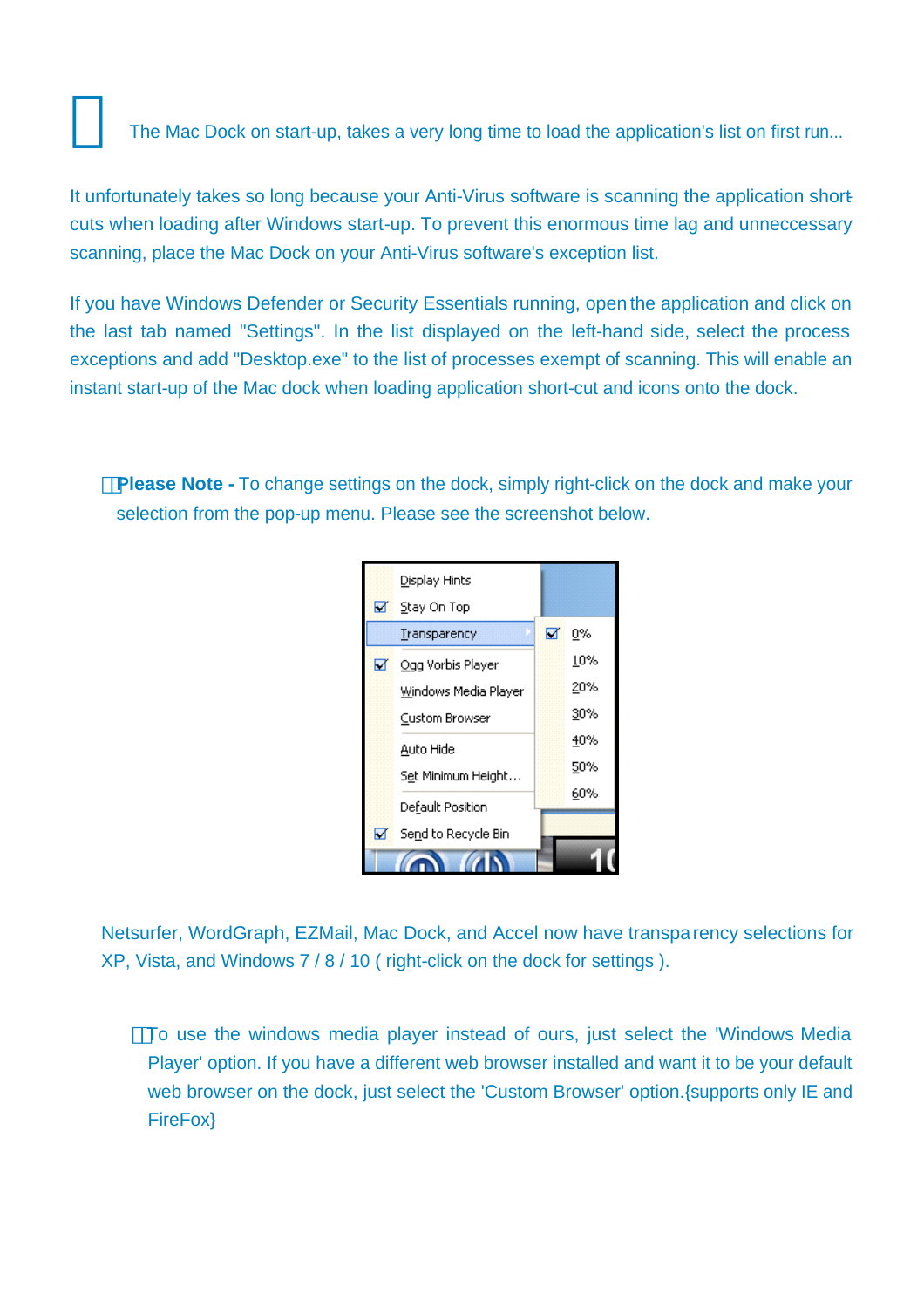The Mac Dock on start-up, takes a very long time to load the application's list on first run...

It unfortunately takes so long because your Anti-Virus software is scanning the application short-cuts when loading after Windows start-up. To prevent this enormous time lag and unneccessary scanning, place the Mac Dock on your Anti-Virus software's exception list.

If you have Windows Defender or Security Essentials running, open the application and click on the last tab named "Settings". In the list displayed on the left-hand side, select the process exceptions and add "Desktop.exe" to the list of processes exempt of scanning. This will enable an instant start-up of the Mac dock when loading application short-cut and icons onto the dock.

**Please Note -** To change settings on the dock, simply right-click on the dock and make your selection from the pop-up menu. Please see the screenshot below.

Netsurfer, WordGraph, EZMail, Mac Dock, and Accel now have transparency selections for XP, Vista, and Windows 7 / 8 / 10 ( right-click on the dock for settings ).

To use the windows media player instead of ours, just select the 'Windows Media Player' option. If you have a different web browser installed and want it to be your default web browser on the dock, just select the 'Custom Browser' option.{supports only IE and FireFox}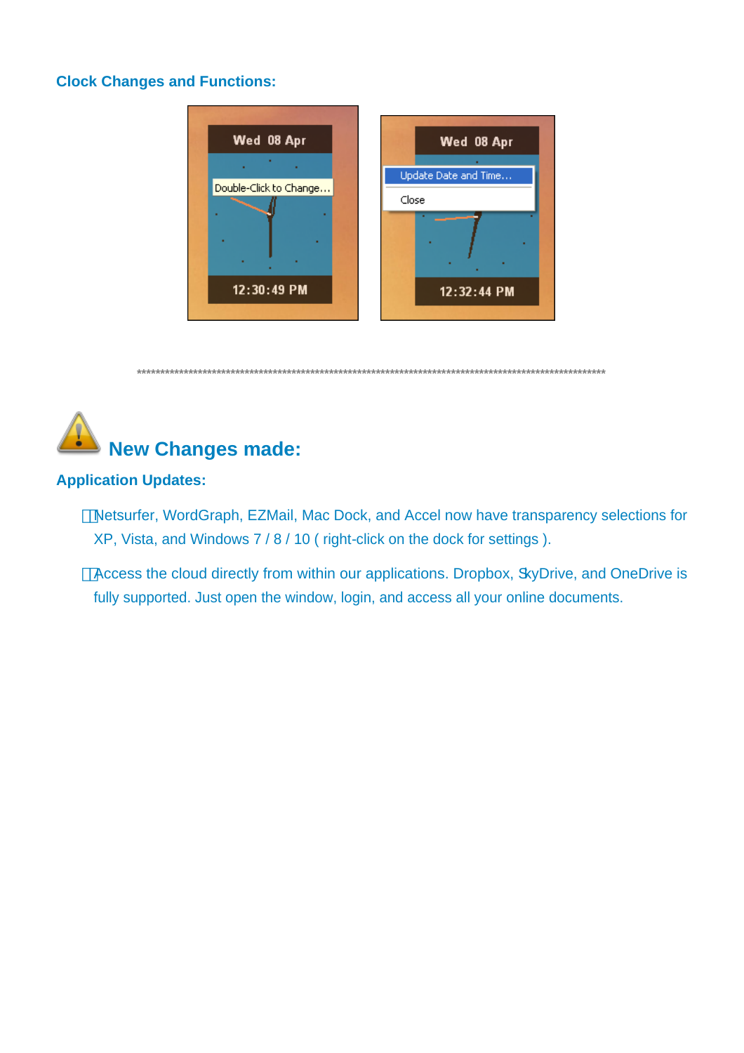### Clock Changes and Functions:

****************************************************************************************************

## New Changes made:

### Application Updates:

- Netsurfer, WordGraph, EZMail, Mac Dock, and Accel now have transparency selections for XP, Vista, and Windows 7 / 8 / 10 ( right-click on the dock for settings ).
- Access the cloud directly from within our applications. Dropbox, SkyDrive, and OneDrive is fully supported. Just open the window, login, and access all your online documents.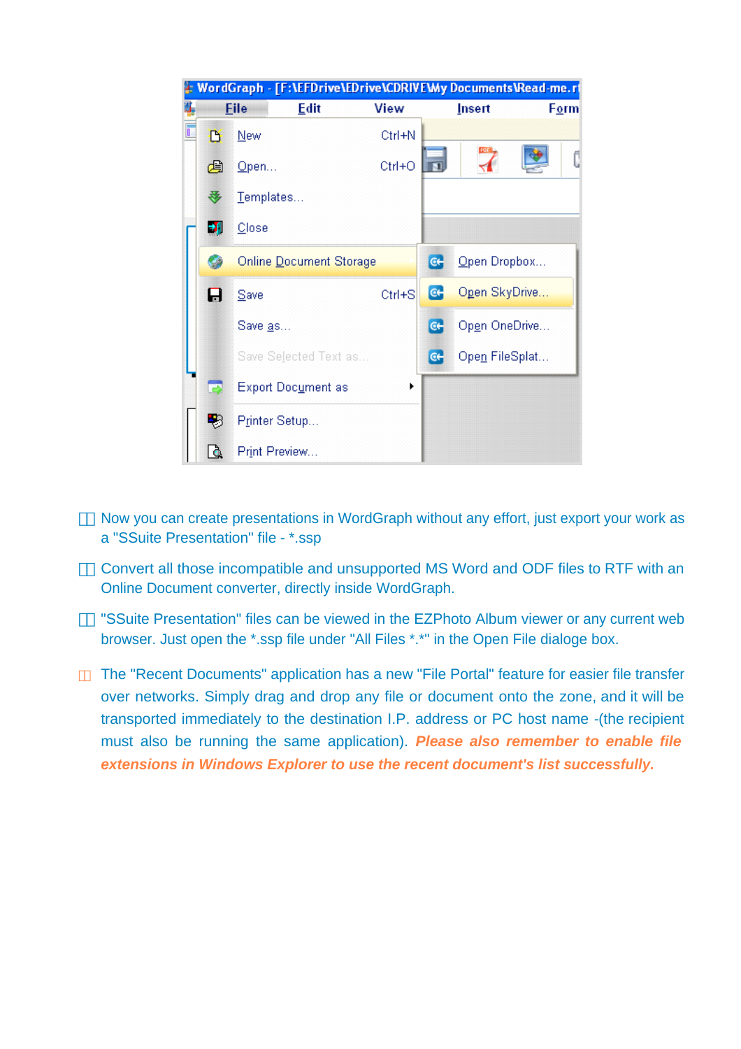- Now you can create presentations in WordGraph without any effort, just export your work as a "SSuite Presentation" file - *.ssp
- Convert all those incompatible and unsupported MS Word and ODF files to RTF with an Online Document converter, directly inside WordGraph.
- "SSuite Presentation" files can be viewed in the EZPhoto Album viewer or any current web browser. Just open the *.ssp file under "All Files *.*" in the Open File dialoge box.
- The "Recent Documents" application has a new "File Portal" feature for easier file transfer over networks. Simply drag and drop any file or document onto the zone, and it will be transported immediately to the destination I.P. address or PC host name -(the recipient must also be running the same application). ***Please also remember to enable file extensions in Windows Explorer to use the recent document's list successfully.***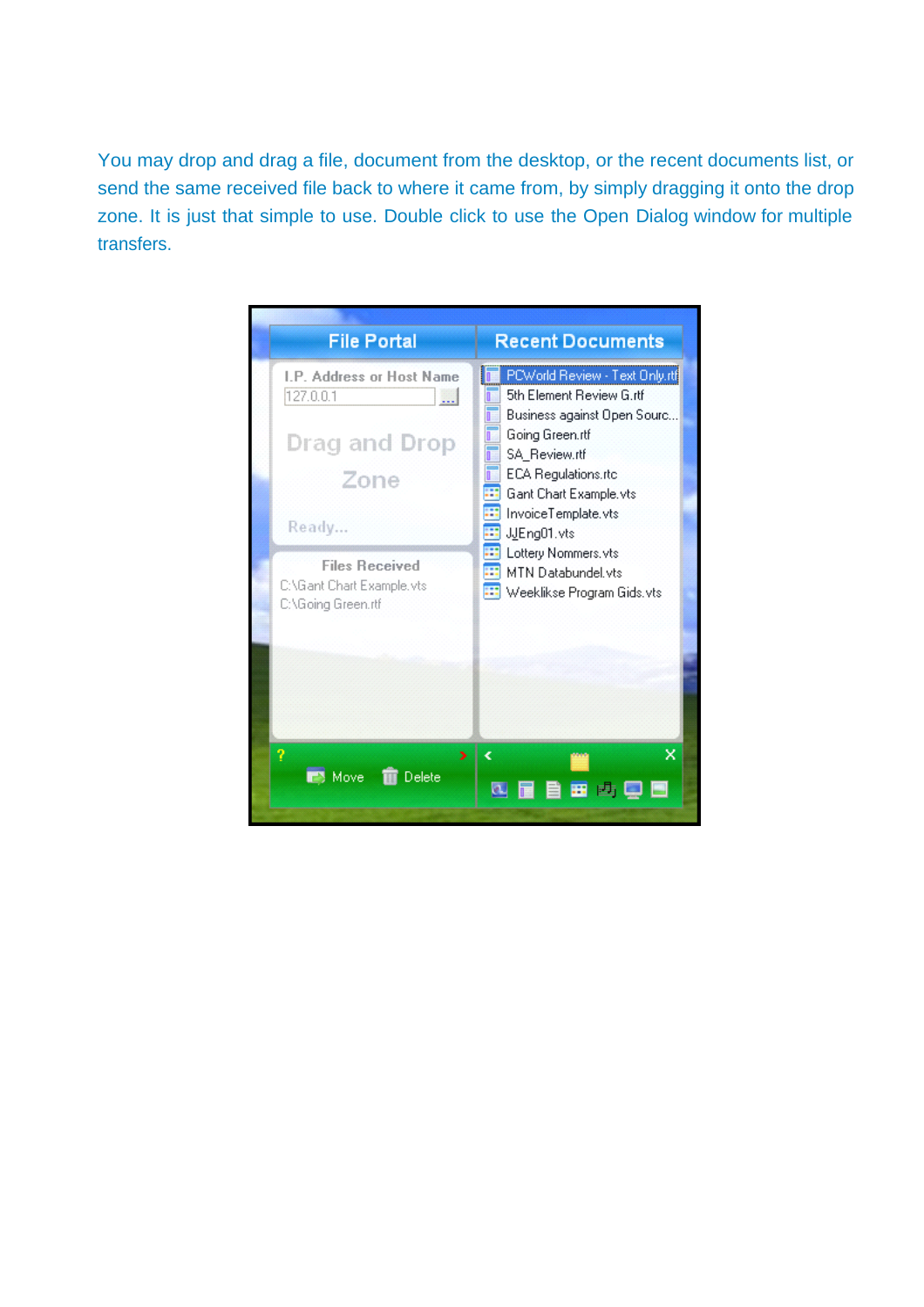You may drop and drag a file, document from the desktop, or the recent documents list, or send the same received file back to where it came from, by simply dragging it onto the drop zone. It is just that simple to use. Double click to use the Open Dialog window for multiple transfers.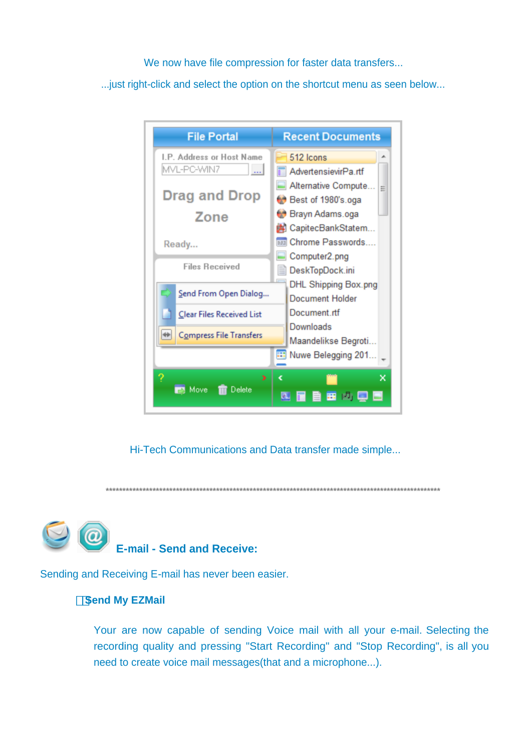We now have file compression for faster data transfers...

...just right-click and select the option on the shortcut menu as seen below...

Hi-Tech Communications and Data transfer made simple...

\*\*\*\*\*\*\*\*\*\*\*\*\*\*\*\*\*\*\*\*\*\*\*\*\*\*\*\*\*\*\*\*\*\*\*\*\*\*\*\*\*\*\*\*\*\*\*\*\*\*\*\*\*\*\*\*\*\*\*\*\*\*\*\*\*\*\*\*\*\*\*\*\*\*\*\*\*\*\*\*\*\*\*\*\*\*\*\*\*\*\*\*\*\*

## E-mail - Send and Receive:

Sending and Receiving E-mail has never been easier.

- **Send My EZMail**

  Your are now capable of sending Voice mail with all your e-mail. Selecting the recording quality and pressing "Start Recording" and "Stop Recording", is all you need to create voice mail messages(that and a microphone...).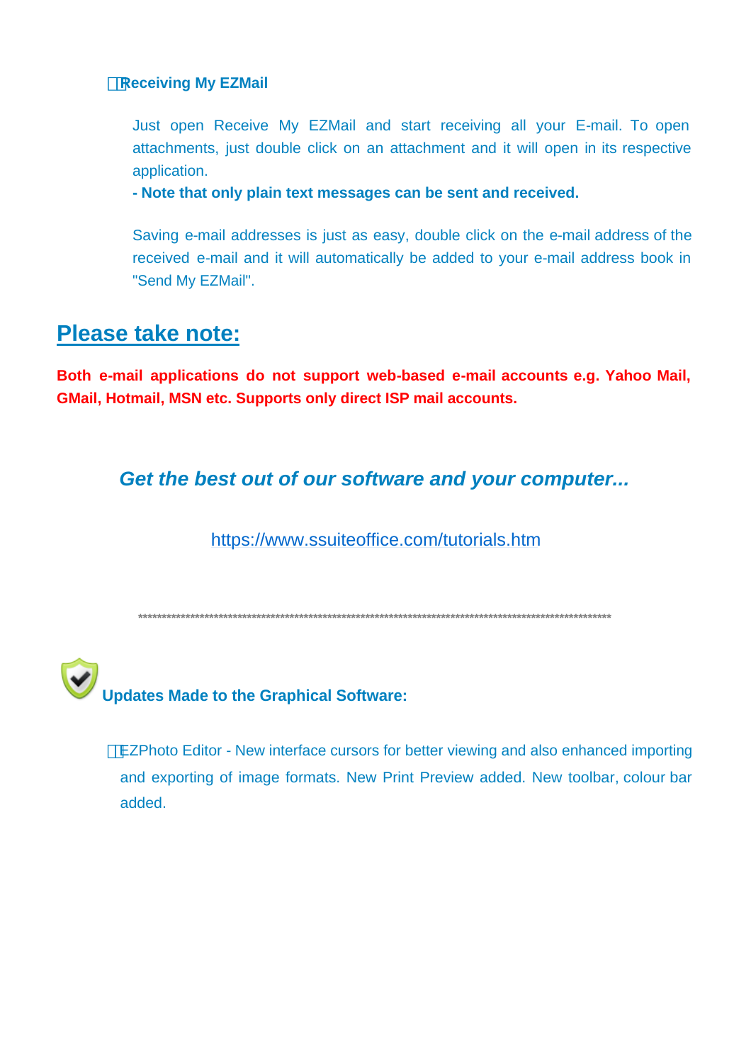### Receiving My EZMail

Just open Receive My EZMail and start receiving all your E-mail. To open attachments, just double click on an attachment and it will open in its respective application.

**- Note that only plain text messages can be sent and received.**

Saving e-mail addresses is just as easy, double click on the e-mail address of the received e-mail and it will automatically be added to your e-mail address book in "Send My EZMail".

## Please take note:

**Both e-mail applications do not support web-based e-mail accounts e.g. Yahoo Mail, GMail, Hotmail, MSN etc. Supports only direct ISP mail accounts.**

***Get the best out of our software and your computer...***

https://www.ssuiteoffice.com/tutorials.htm

****************************************************************************************************

### Updates Made to the Graphical Software:

- EZPhoto Editor - New interface cursors for better viewing and also enhanced importing and exporting of image formats. New Print Preview added. New toolbar, colour bar added.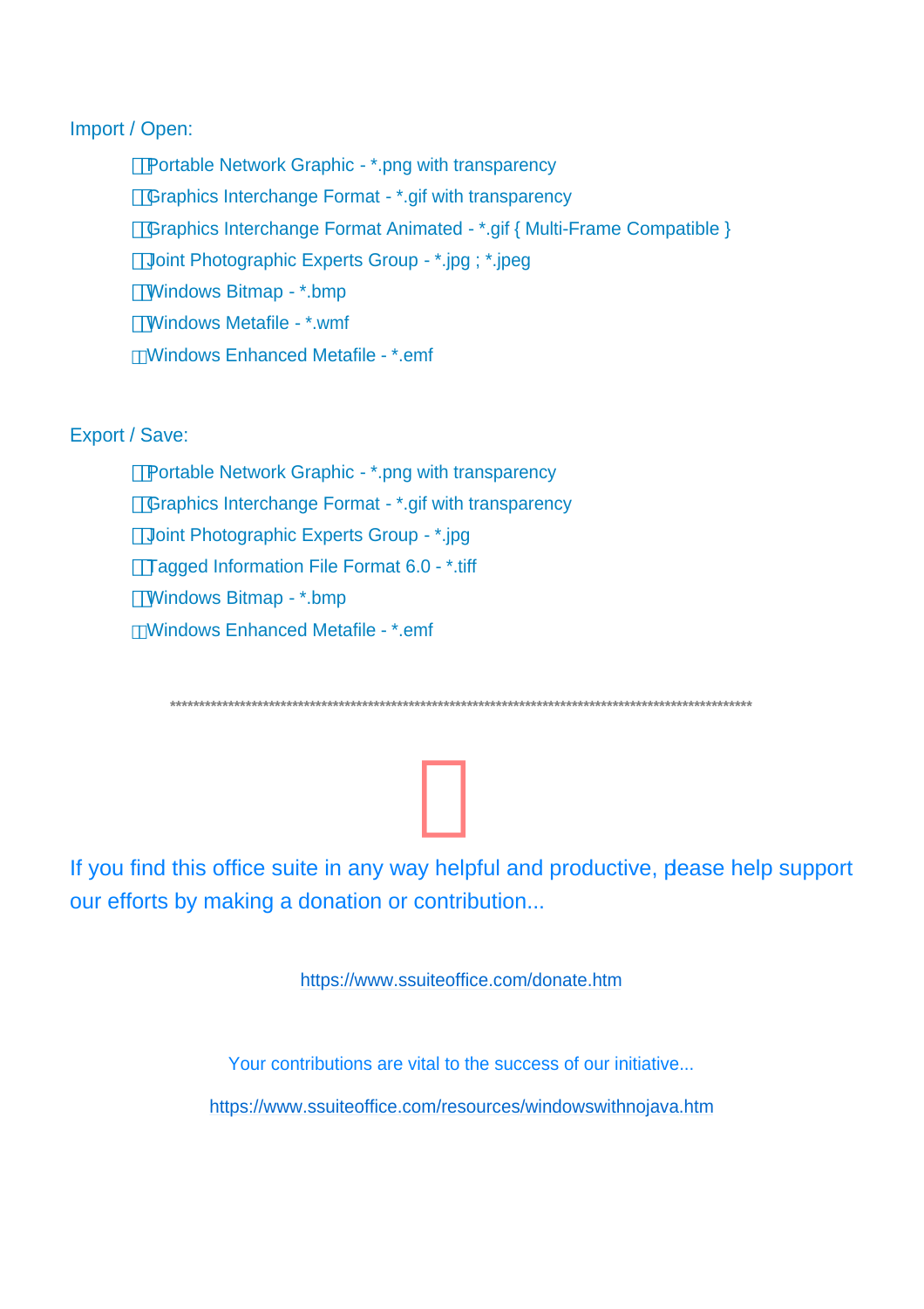Import / Open:

- Portable Network Graphic - *.png with transparency
- Graphics Interchange Format - *.gif with transparency
- Graphics Interchange Format Animated - *.gif { Multi-Frame Compatible }
- Joint Photographic Experts Group - *.jpg ; *.jpeg
- Windows Bitmap - *.bmp
- Windows Metafile - *.wmf
- Windows Enhanced Metafile - *.emf

Export / Save:

- Portable Network Graphic - *.png with transparency
- Graphics Interchange Format - *.gif with transparency
- Joint Photographic Experts Group - *.jpg
- Tagged Information File Format 6.0 - *.tiff
- Windows Bitmap - *.bmp
- Windows Enhanced Metafile - *.emf

****************************************************************************************************

If you find this office suite in any way helpful and productive, please help support our efforts by making a donation or contribution...

https://www.ssuiteoffice.com/donate.htm

Your contributions are vital to the success of our initiative...

https://www.ssuiteoffice.com/resources/windowswithnojava.htm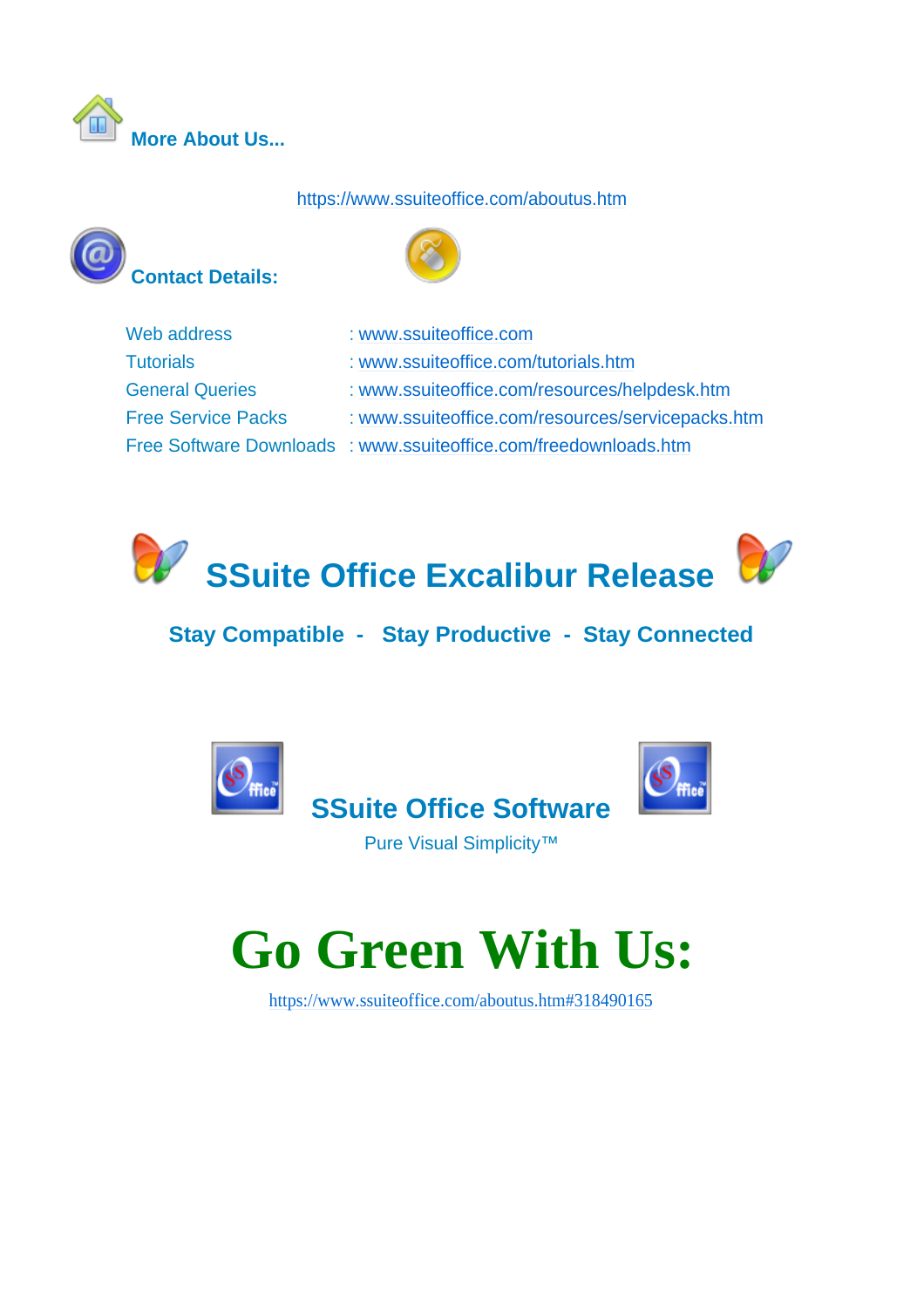## More About Us...

https://www.ssuiteoffice.com/aboutus.htm

## Contact Details:

| | |
|---|---|
| Web address | : www.ssuiteoffice.com |
| Tutorials | : www.ssuiteoffice.com/tutorials.htm |
| General Queries | : www.ssuiteoffice.com/resources/helpdesk.htm |
| Free Service Packs | : www.ssuiteoffice.com/resources/servicepacks.htm |
| Free Software Downloads | : www.ssuiteoffice.com/freedownloads.htm |

# SSuite Office Excalibur Release

**Stay Compatible - Stay Productive - Stay Connected**

## SSuite Office Software

Pure Visual Simplicity™

# Go Green With Us:

https://www.ssuiteoffice.com/aboutus.htm#318490165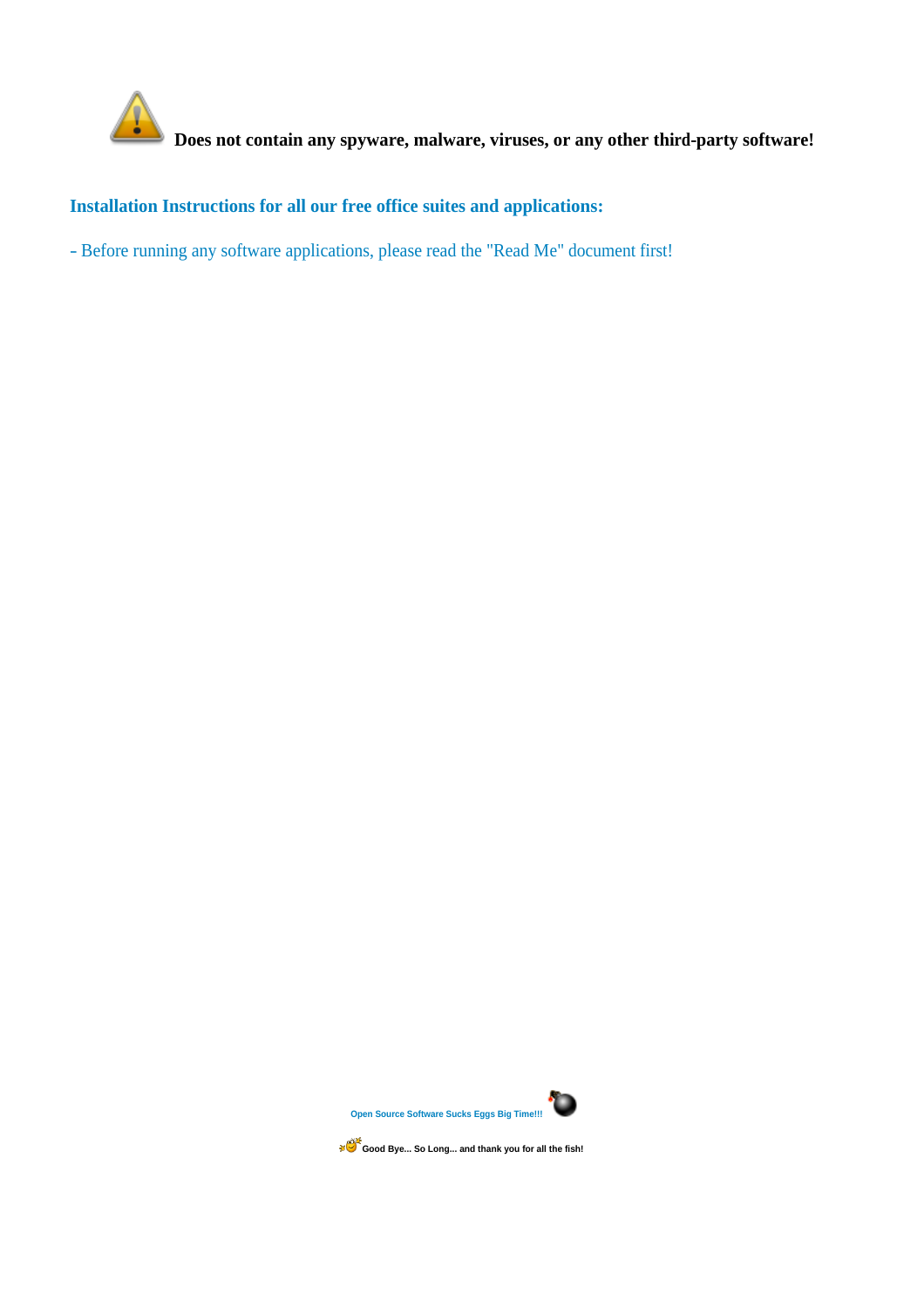**Does not contain any spyware, malware, viruses, or any other third-party software!**

## Installation Instructions for all our free office suites and applications:

- Before running any software applications, please read the "Read Me" document first!

Open Source Software Sucks Eggs Big Time!!!

Good Bye... So Long... and thank you for all the fish!